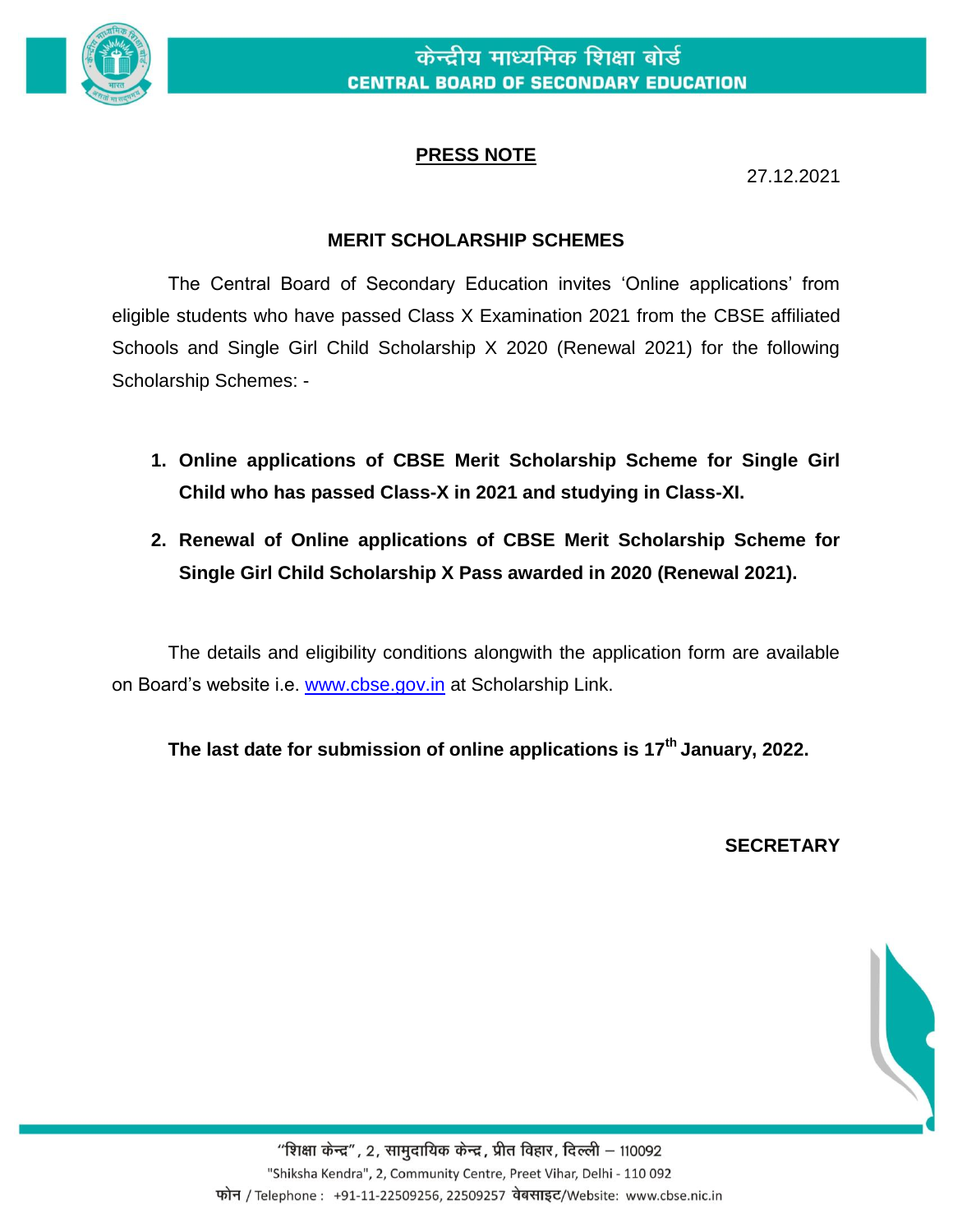केन्द्रीय माध्यमिक शिक्षा बोर्ड
**CENTRAL BOARD OF SECONDARY EDUCATION**

## PRESS NOTE

27.12.2021

### MERIT SCHOLARSHIP SCHEMES

The Central Board of Secondary Education invites 'Online applications' from eligible students who have passed Class X Examination 2021 from the CBSE affiliated Schools and Single Girl Child Scholarship X 2020 (Renewal 2021) for the following Scholarship Schemes: -

1. **Online applications of CBSE Merit Scholarship Scheme for Single Girl Child who has passed Class-X in 2021 and studying in Class-XI.**
2. **Renewal of Online applications of CBSE Merit Scholarship Scheme for Single Girl Child Scholarship X Pass awarded in 2020 (Renewal 2021).**

The details and eligibility conditions alongwith the application form are available on Board's website i.e. www.cbse.gov.in at Scholarship Link.

**The last date for submission of online applications is 17th January, 2022.**

**SECRETARY**

"शिक्षा केन्द्र", 2, सामुदायिक केन्द्र, प्रीत विहार, दिल्ली – 110092
"Shiksha Kendra", 2, Community Centre, Preet Vihar, Delhi - 110 092
फोन / Telephone : +91-11-22509256, 22509257 वेबसाइट/Website: www.cbse.nic.in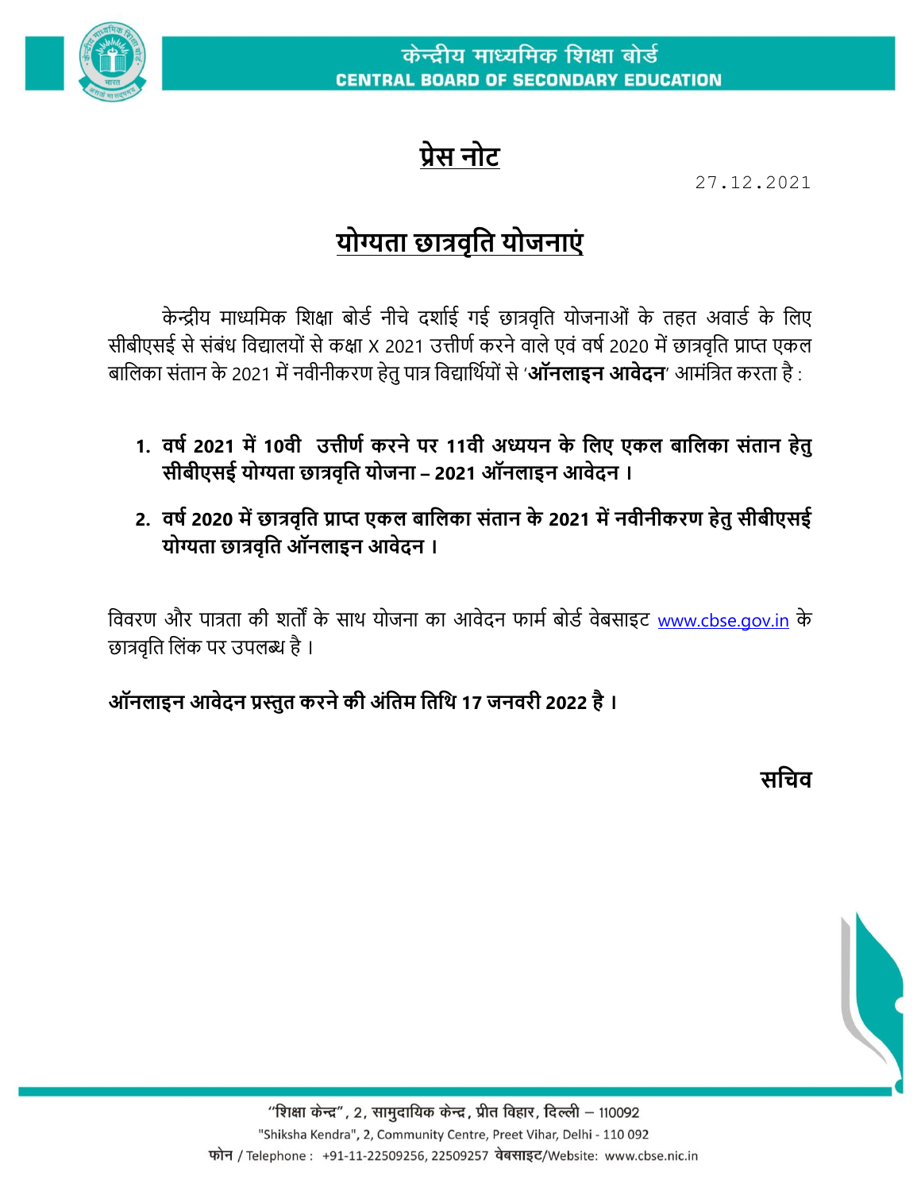# प्रेस नोट

27.12.2021

## योग्यता छात्रवृति योजनाएं

केन्द्रीय माध्यमिक शिक्षा बोर्ड नीचे दर्शाई गई छात्रवृति योजनाओं के तहत अवार्ड के लिए सीबीएसई से संबंध विद्यालयों से कक्षा X 2021 उत्तीर्ण करने वाले एवं वर्ष 2020 में छात्रवृति प्राप्त एकल बालिका संतान के 2021 में नवीनीकरण हेतु पात्र विद्यार्थियों से '**ऑनलाइन आवेदन**' आमंत्रित करता है :

1. **वर्ष 2021 में 10वी उत्तीर्ण करने पर 11वी अध्ययन के लिए एकल बालिका संतान हेतु सीबीएसई योग्यता छात्रवृति योजना – 2021 ऑनलाइन आवेदन ।**
2. **वर्ष 2020 में छात्रवृति प्राप्त एकल बालिका संतान के 2021 में नवीनीकरण हेतु सीबीएसई योग्यता छात्रवृति ऑनलाइन आवेदन ।**

विवरण और पात्रता की शर्तों के साथ योजना का आवेदन फार्म बोर्ड वेबसाइट www.cbse.gov.in के छात्रवृति लिंक पर उपलब्ध है ।

**ऑनलाइन आवेदन प्रस्तुत करने की अंतिम तिथि 17 जनवरी 2022 है ।**

**सचिव**